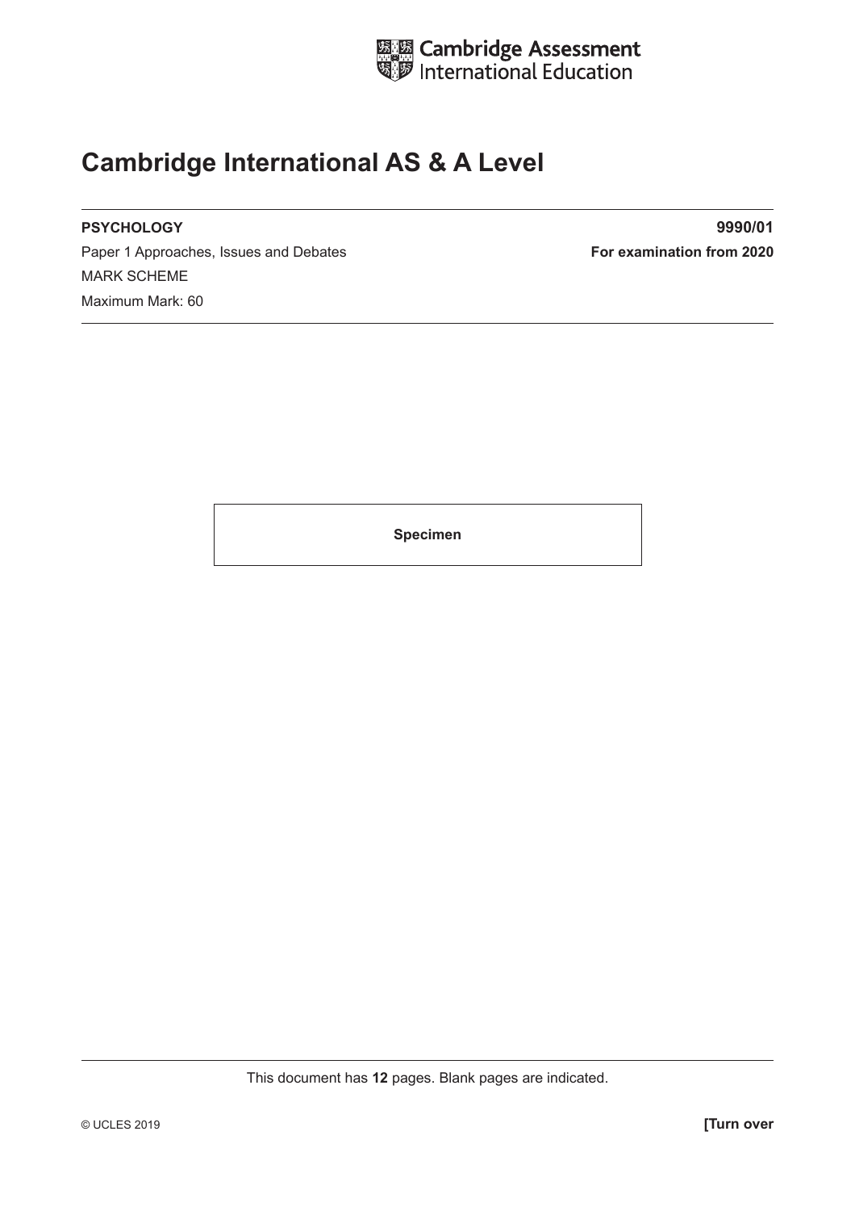Cambridge Assessment International Education

# Cambridge International AS & A Level

**PSYCHOLOGY** **9990/01**

Paper 1 Approaches, Issues and Debates **For examination from 2020**

MARK SCHEME

Maximum Mark: 60

**Specimen**

This document has **12** pages. Blank pages are indicated.

© UCLES 2019 **[Turn over**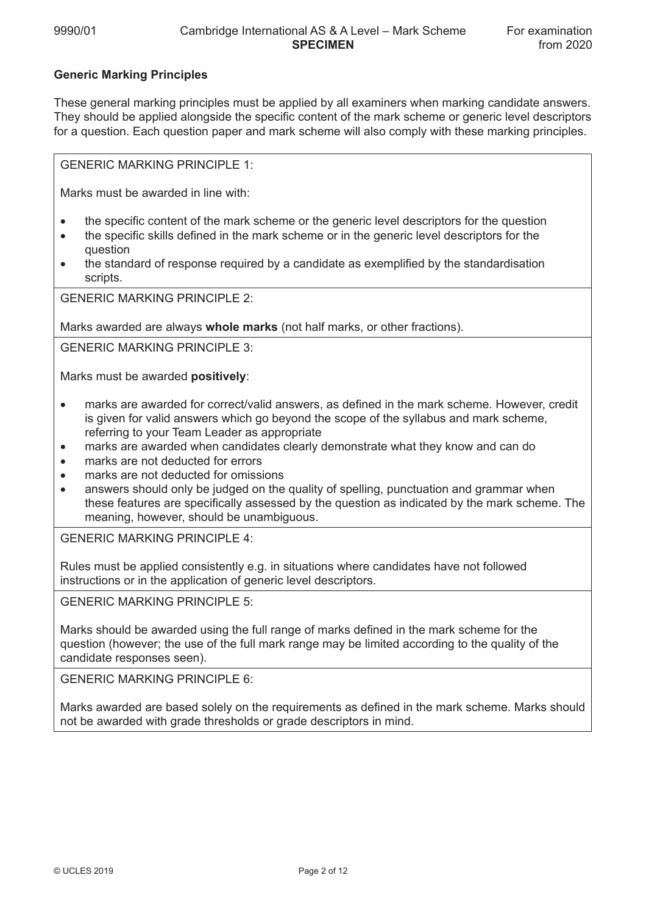## Generic Marking Principles

These general marking principles must be applied by all examiners when marking candidate answers. They should be applied alongside the specific content of the mark scheme or generic level descriptors for a question. Each question paper and mark scheme will also comply with these marking principles.

| GENERIC MARKING PRINCIPLE 1:<br><br>Marks must be awarded in line with:<br><br>• the specific content of the mark scheme or the generic level descriptors for the question<br>• the specific skills defined in the mark scheme or in the generic level descriptors for the question<br>• the standard of response required by a candidate as exemplified by the standardisation scripts. |
| --- |
| GENERIC MARKING PRINCIPLE 2:<br><br>Marks awarded are always **whole marks** (not half marks, or other fractions). |
| GENERIC MARKING PRINCIPLE 3:<br><br>Marks must be awarded **positively**:<br><br>• marks are awarded for correct/valid answers, as defined in the mark scheme. However, credit is given for valid answers which go beyond the scope of the syllabus and mark scheme, referring to your Team Leader as appropriate<br>• marks are awarded when candidates clearly demonstrate what they know and can do<br>• marks are not deducted for errors<br>• marks are not deducted for omissions<br>• answers should only be judged on the quality of spelling, punctuation and grammar when these features are specifically assessed by the question as indicated by the mark scheme. The meaning, however, should be unambiguous. |
| GENERIC MARKING PRINCIPLE 4:<br><br>Rules must be applied consistently e.g. in situations where candidates have not followed instructions or in the application of generic level descriptors. |
| GENERIC MARKING PRINCIPLE 5:<br><br>Marks should be awarded using the full range of marks defined in the mark scheme for the question (however; the use of the full mark range may be limited according to the quality of the candidate responses seen). |
| GENERIC MARKING PRINCIPLE 6:<br><br>Marks awarded are based solely on the requirements as defined in the mark scheme. Marks should not be awarded with grade thresholds or grade descriptors in mind. |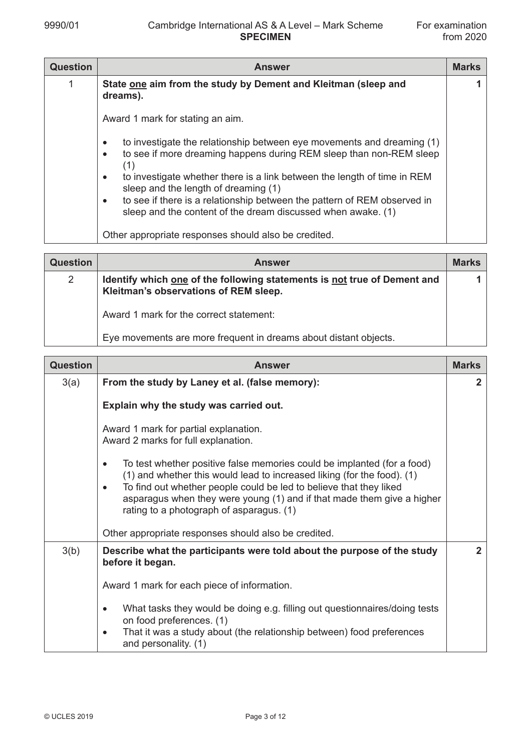| Question | Answer | Marks |
|---|---|---|
| 1 | **State <u>one</u> aim from the study by Dement and Kleitman (sleep and dreams).**<br><br>Award 1 mark for stating an aim.<br><br>• to investigate the relationship between eye movements and dreaming (1)<br>• to see if more dreaming happens during REM sleep than non-REM sleep (1)<br>• to investigate whether there is a link between the length of time in REM sleep and the length of dreaming (1)<br>• to see if there is a relationship between the pattern of REM observed in sleep and the content of the dream discussed when awake. (1)<br><br>Other appropriate responses should also be credited. | **1** |

| Question | Answer | Marks |
|---|---|---|
| 2 | **Identify which <u>one</u> of the following statements is <u>not</u> true of Dement and Kleitman's observations of REM sleep.**<br><br>Award 1 mark for the correct statement:<br><br>Eye movements are more frequent in dreams about distant objects. | **1** |

| Question | Answer | Marks |
|---|---|---|
| 3(a) | **From the study by Laney et al. (false memory):**<br><br>**Explain why the study was carried out.**<br><br>Award 1 mark for partial explanation.<br>Award 2 marks for full explanation.<br><br>• To test whether positive false memories could be implanted (for a food) (1) and whether this would lead to increased liking (for the food). (1)<br>• To find out whether people could be led to believe that they liked asparagus when they were young (1) and if that made them give a higher rating to a photograph of asparagus. (1)<br><br>Other appropriate responses should also be credited. | **2** |
| 3(b) | **Describe what the participants were told about the purpose of the study before it began.**<br><br>Award 1 mark for each piece of information.<br><br>• What tasks they would be doing e.g. filling out questionnaires/doing tests on food preferences. (1)<br>• That it was a study about (the relationship between) food preferences and personality. (1) | **2** |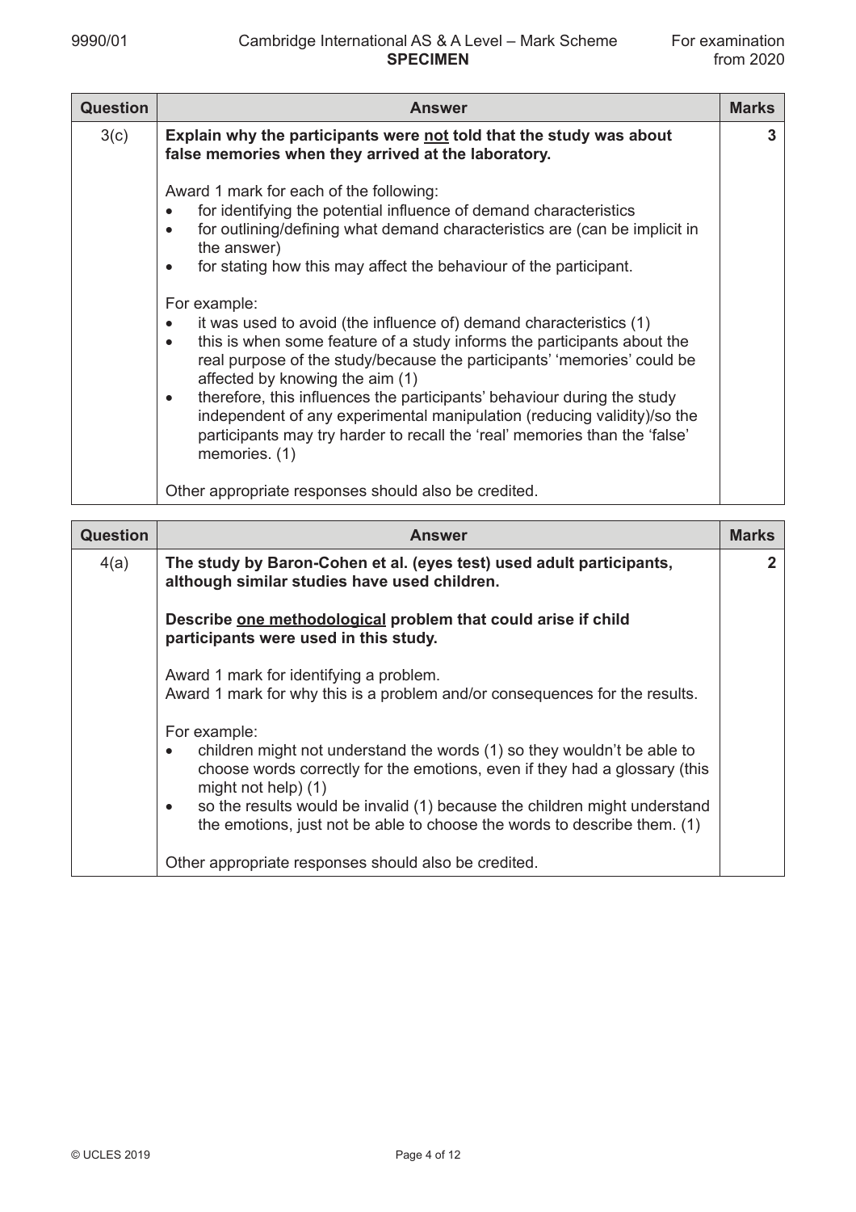| Question | Answer | Marks |
|---|---|---|
| 3(c) | **Explain why the participants were <u>not</u> told that the study was about false memories when they arrived at the laboratory.**<br><br>Award 1 mark for each of the following:<br>• for identifying the potential influence of demand characteristics<br>• for outlining/defining what demand characteristics are (can be implicit in the answer)<br>• for stating how this may affect the behaviour of the participant.<br><br>For example:<br>• it was used to avoid (the influence of) demand characteristics (1)<br>• this is when some feature of a study informs the participants about the real purpose of the study/because the participants' 'memories' could be affected by knowing the aim (1)<br>• therefore, this influences the participants' behaviour during the study independent of any experimental manipulation (reducing validity)/so the participants may try harder to recall the 'real' memories than the 'false' memories. (1)<br><br>Other appropriate responses should also be credited. | **3** |

| Question | Answer | Marks |
|---|---|---|
| 4(a) | **The study by Baron-Cohen et al. (eyes test) used adult participants, although similar studies have used children.**<br><br>**Describe <u>one methodological</u> problem that could arise if child participants were used in this study.**<br><br>Award 1 mark for identifying a problem.<br>Award 1 mark for why this is a problem and/or consequences for the results.<br><br>For example:<br>• children might not understand the words (1) so they wouldn't be able to choose words correctly for the emotions, even if they had a glossary (this might not help) (1)<br>• so the results would be invalid (1) because the children might understand the emotions, just not be able to choose the words to describe them. (1)<br><br>Other appropriate responses should also be credited. | **2** |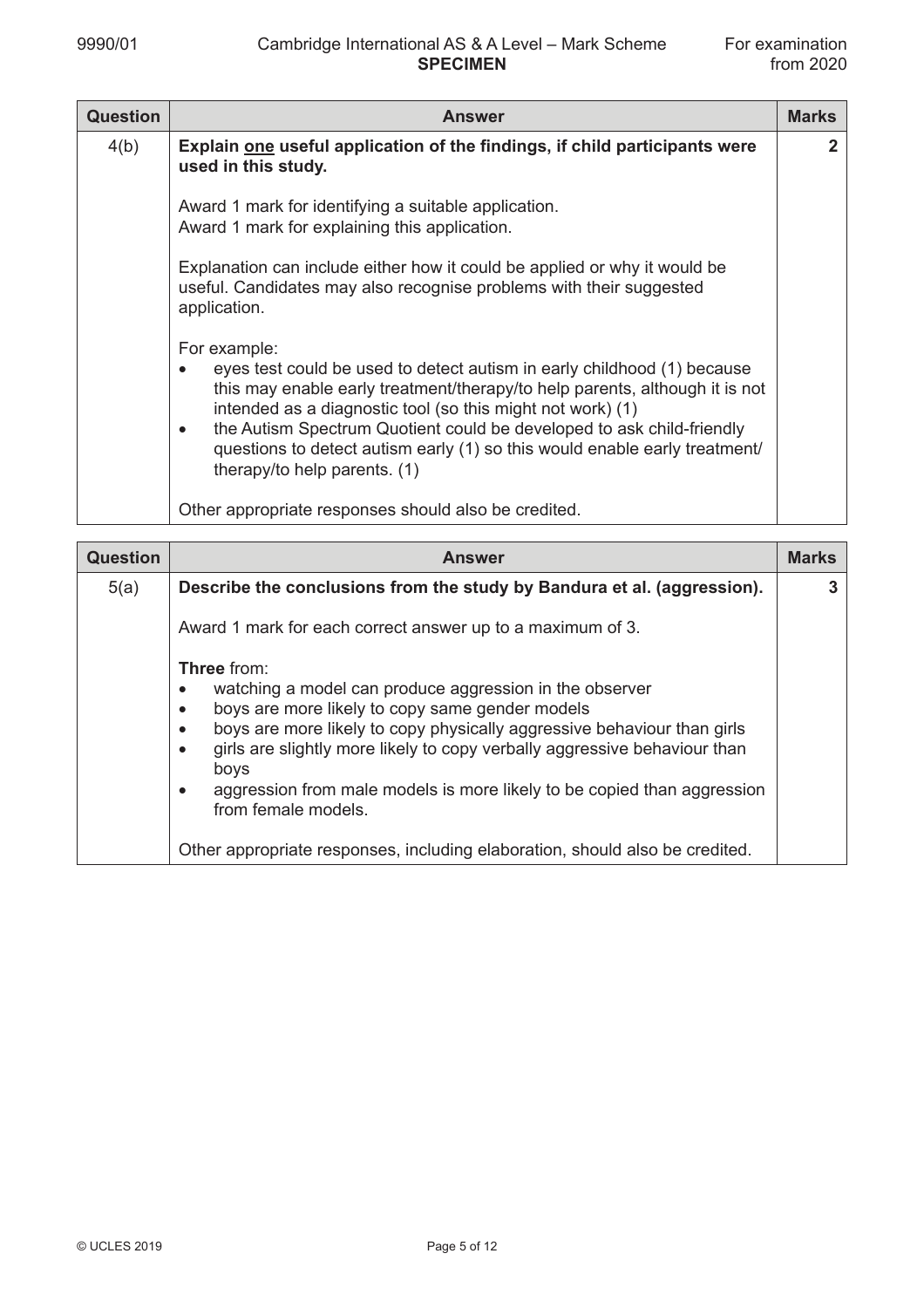| Question | Answer | Marks |
|---|---|---|
| 4(b) | **Explain one useful application of the findings, if child participants were used in this study.**<br><br>Award 1 mark for identifying a suitable application.<br>Award 1 mark for explaining this application.<br><br>Explanation can include either how it could be applied or why it would be useful. Candidates may also recognise problems with their suggested application.<br><br>For example:<br>• eyes test could be used to detect autism in early childhood (1) because this may enable early treatment/therapy/to help parents, although it is not intended as a diagnostic tool (so this might not work) (1)<br>• the Autism Spectrum Quotient could be developed to ask child-friendly questions to detect autism early (1) so this would enable early treatment/therapy/to help parents. (1)<br><br>Other appropriate responses should also be credited. | 2 |

| Question | Answer | Marks |
|---|---|---|
| 5(a) | **Describe the conclusions from the study by Bandura et al. (aggression).**<br><br>Award 1 mark for each correct answer up to a maximum of 3.<br><br>**Three** from:<br>• watching a model can produce aggression in the observer<br>• boys are more likely to copy same gender models<br>• boys are more likely to copy physically aggressive behaviour than girls<br>• girls are slightly more likely to copy verbally aggressive behaviour than boys<br>• aggression from male models is more likely to be copied than aggression from female models.<br><br>Other appropriate responses, including elaboration, should also be credited. | 3 |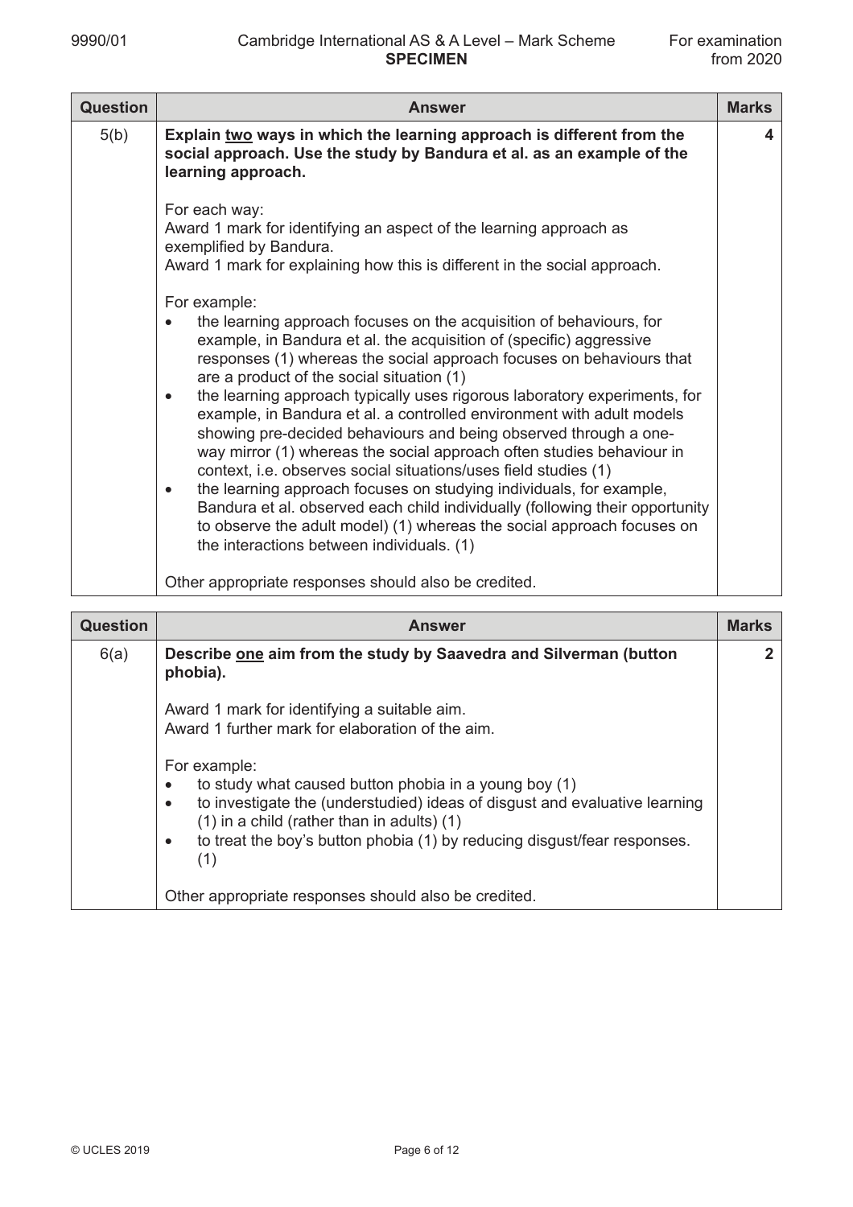| Question | Answer | Marks |
|---|---|---|
| 5(b) | **Explain <u>two</u> ways in which the learning approach is different from the social approach. Use the study by Bandura et al. as an example of the learning approach.**<br><br>For each way:<br>Award 1 mark for identifying an aspect of the learning approach as exemplified by Bandura.<br>Award 1 mark for explaining how this is different in the social approach.<br><br>For example:<br>• the learning approach focuses on the acquisition of behaviours, for example, in Bandura et al. the acquisition of (specific) aggressive responses (1) whereas the social approach focuses on behaviours that are a product of the social situation (1)<br>• the learning approach typically uses rigorous laboratory experiments, for example, in Bandura et al. a controlled environment with adult models showing pre-decided behaviours and being observed through a one-way mirror (1) whereas the social approach often studies behaviour in context, i.e. observes social situations/uses field studies (1)<br>• the learning approach focuses on studying individuals, for example, Bandura et al. observed each child individually (following their opportunity to observe the adult model) (1) whereas the social approach focuses on the interactions between individuals. (1)<br><br>Other appropriate responses should also be credited. | 4 |

| Question | Answer | Marks |
|---|---|---|
| 6(a) | **Describe <u>one</u> aim from the study by Saavedra and Silverman (button phobia).**<br><br>Award 1 mark for identifying a suitable aim.<br>Award 1 further mark for elaboration of the aim.<br><br>For example:<br>• to study what caused button phobia in a young boy (1)<br>• to investigate the (understudied) ideas of disgust and evaluative learning (1) in a child (rather than in adults) (1)<br>• to treat the boy's button phobia (1) by reducing disgust/fear responses. (1)<br><br>Other appropriate responses should also be credited. | 2 |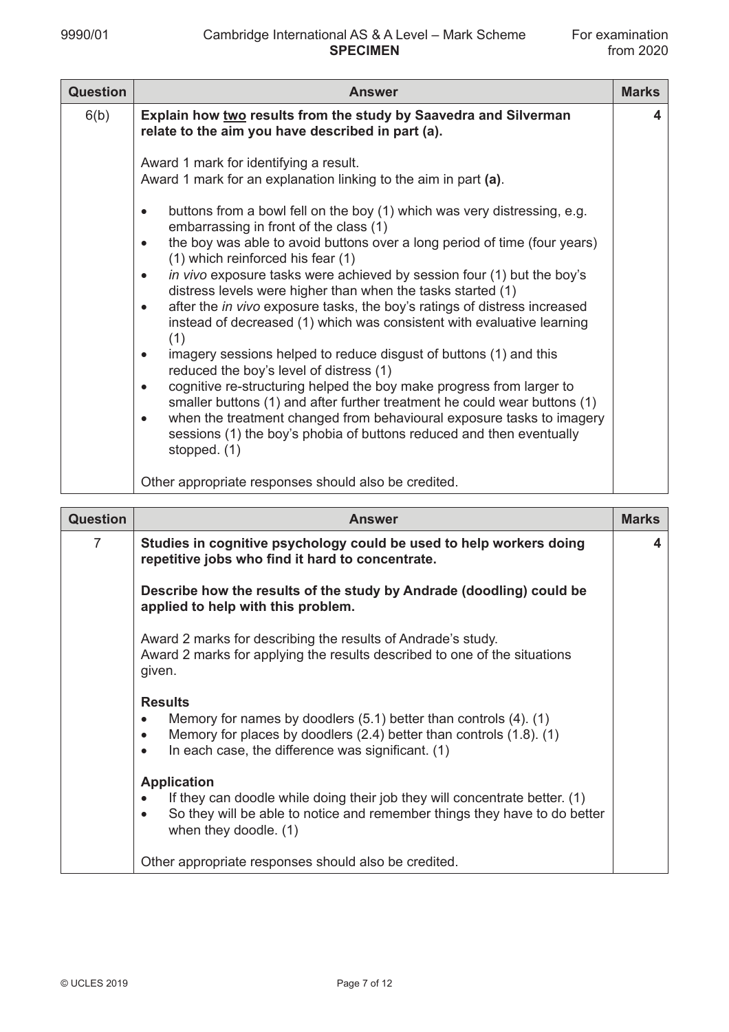| Question | Answer | Marks |
|---|---|---|
| 6(b) | **Explain how <u>two</u> results from the study by Saavedra and Silverman relate to the aim you have described in part (a).**<br><br>Award 1 mark for identifying a result.<br>Award 1 mark for an explanation linking to the aim in part **(a)**.<br><br>• buttons from a bowl fell on the boy (1) which was very distressing, e.g. embarrassing in front of the class (1)<br>• the boy was able to avoid buttons over a long period of time (four years) (1) which reinforced his fear (1)<br>• *in vivo* exposure tasks were achieved by session four (1) but the boy's distress levels were higher than when the tasks started (1)<br>• after the *in vivo* exposure tasks, the boy's ratings of distress increased instead of decreased (1) which was consistent with evaluative learning (1)<br>• imagery sessions helped to reduce disgust of buttons (1) and this reduced the boy's level of distress (1)<br>• cognitive re-structuring helped the boy make progress from larger to smaller buttons (1) and after further treatment he could wear buttons (1)<br>• when the treatment changed from behavioural exposure tasks to imagery sessions (1) the boy's phobia of buttons reduced and then eventually stopped. (1)<br><br>Other appropriate responses should also be credited. | 4 |

| Question | Answer | Marks |
|---|---|---|
| 7 | **Studies in cognitive psychology could be used to help workers doing repetitive jobs who find it hard to concentrate.**<br><br>**Describe how the results of the study by Andrade (doodling) could be applied to help with this problem.**<br><br>Award 2 marks for describing the results of Andrade's study.<br>Award 2 marks for applying the results described to one of the situations given.<br><br>**Results**<br>• Memory for names by doodlers (5.1) better than controls (4). (1)<br>• Memory for places by doodlers (2.4) better than controls (1.8). (1)<br>• In each case, the difference was significant. (1)<br><br>**Application**<br>• If they can doodle while doing their job they will concentrate better. (1)<br>• So they will be able to notice and remember things they have to do better when they doodle. (1)<br><br>Other appropriate responses should also be credited. | 4 |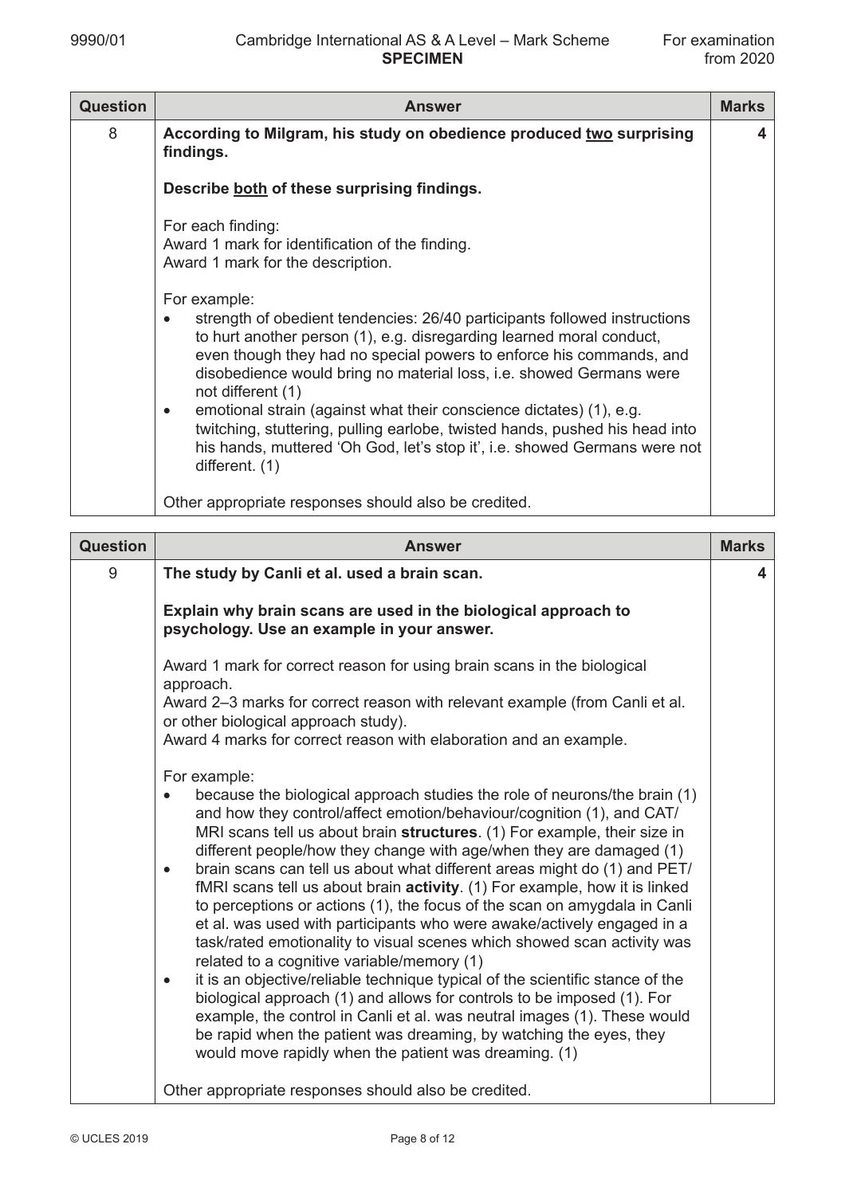| Question | Answer | Marks |
|---|---|---|
| 8 | **According to Milgram, his study on obedience produced <u>two</u> surprising findings.**<br><br>**Describe <u>both</u> of these surprising findings.**<br><br>For each finding:<br>Award 1 mark for identification of the finding.<br>Award 1 mark for the description.<br><br>For example:<br>• strength of obedient tendencies: 26/40 participants followed instructions to hurt another person (1), e.g. disregarding learned moral conduct, even though they had no special powers to enforce his commands, and disobedience would bring no material loss, i.e. showed Germans were not different (1)<br>• emotional strain (against what their conscience dictates) (1), e.g. twitching, stuttering, pulling earlobe, twisted hands, pushed his head into his hands, muttered 'Oh God, let's stop it', i.e. showed Germans were not different. (1)<br><br>Other appropriate responses should also be credited. | 4 |

| Question | Answer | Marks |
|---|---|---|
| 9 | **The study by Canli et al. used a brain scan.**<br><br>**Explain why brain scans are used in the biological approach to psychology. Use an example in your answer.**<br><br>Award 1 mark for correct reason for using brain scans in the biological approach.<br>Award 2–3 marks for correct reason with relevant example (from Canli et al. or other biological approach study).<br>Award 4 marks for correct reason with elaboration and an example.<br><br>For example:<br>• because the biological approach studies the role of neurons/the brain (1) and how they control/affect emotion/behaviour/cognition (1), and CAT/MRI scans tell us about brain **structures**. (1) For example, their size in different people/how they change with age/when they are damaged (1)<br>• brain scans can tell us about what different areas might do (1) and PET/fMRI scans tell us about brain **activity**. (1) For example, how it is linked to perceptions or actions (1), the focus of the scan on amygdala in Canli et al. was used with participants who were awake/actively engaged in a task/rated emotionality to visual scenes which showed scan activity was related to a cognitive variable/memory (1)<br>• it is an objective/reliable technique typical of the scientific stance of the biological approach (1) and allows for controls to be imposed (1). For example, the control in Canli et al. was neutral images (1). These would be rapid when the patient was dreaming, by watching the eyes, they would move rapidly when the patient was dreaming. (1)<br><br>Other appropriate responses should also be credited. | 4 |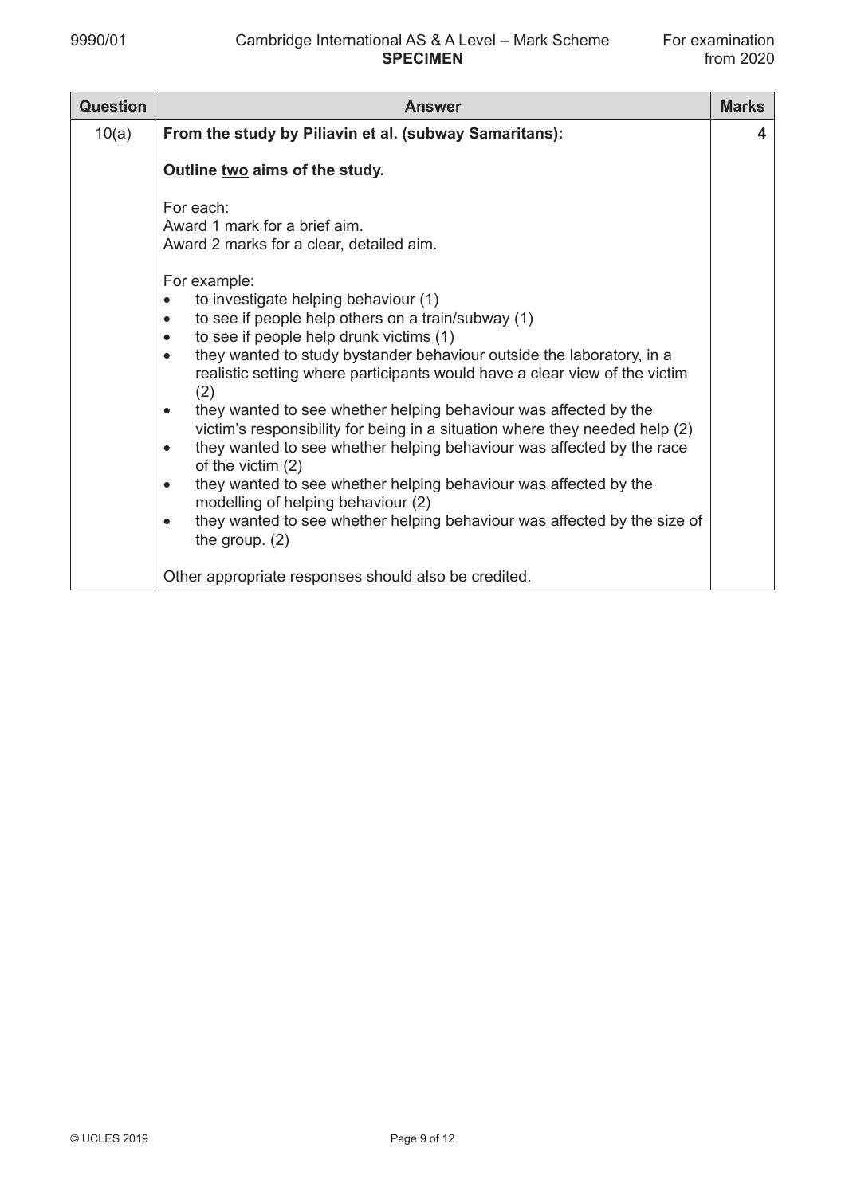| Question | Answer | Marks |
|---|---|---|
| 10(a) | **From the study by Piliavin et al. (subway Samaritans):**<br><br>**Outline two aims of the study.**<br><br>For each:<br>Award 1 mark for a brief aim.<br>Award 2 marks for a clear, detailed aim.<br><br>For example:<br>• to investigate helping behaviour (1)<br>• to see if people help others on a train/subway (1)<br>• to see if people help drunk victims (1)<br>• they wanted to study bystander behaviour outside the laboratory, in a realistic setting where participants would have a clear view of the victim (2)<br>• they wanted to see whether helping behaviour was affected by the victim's responsibility for being in a situation where they needed help (2)<br>• they wanted to see whether helping behaviour was affected by the race of the victim (2)<br>• they wanted to see whether helping behaviour was affected by the modelling of helping behaviour (2)<br>• they wanted to see whether helping behaviour was affected by the size of the group. (2)<br><br>Other appropriate responses should also be credited. | 4 |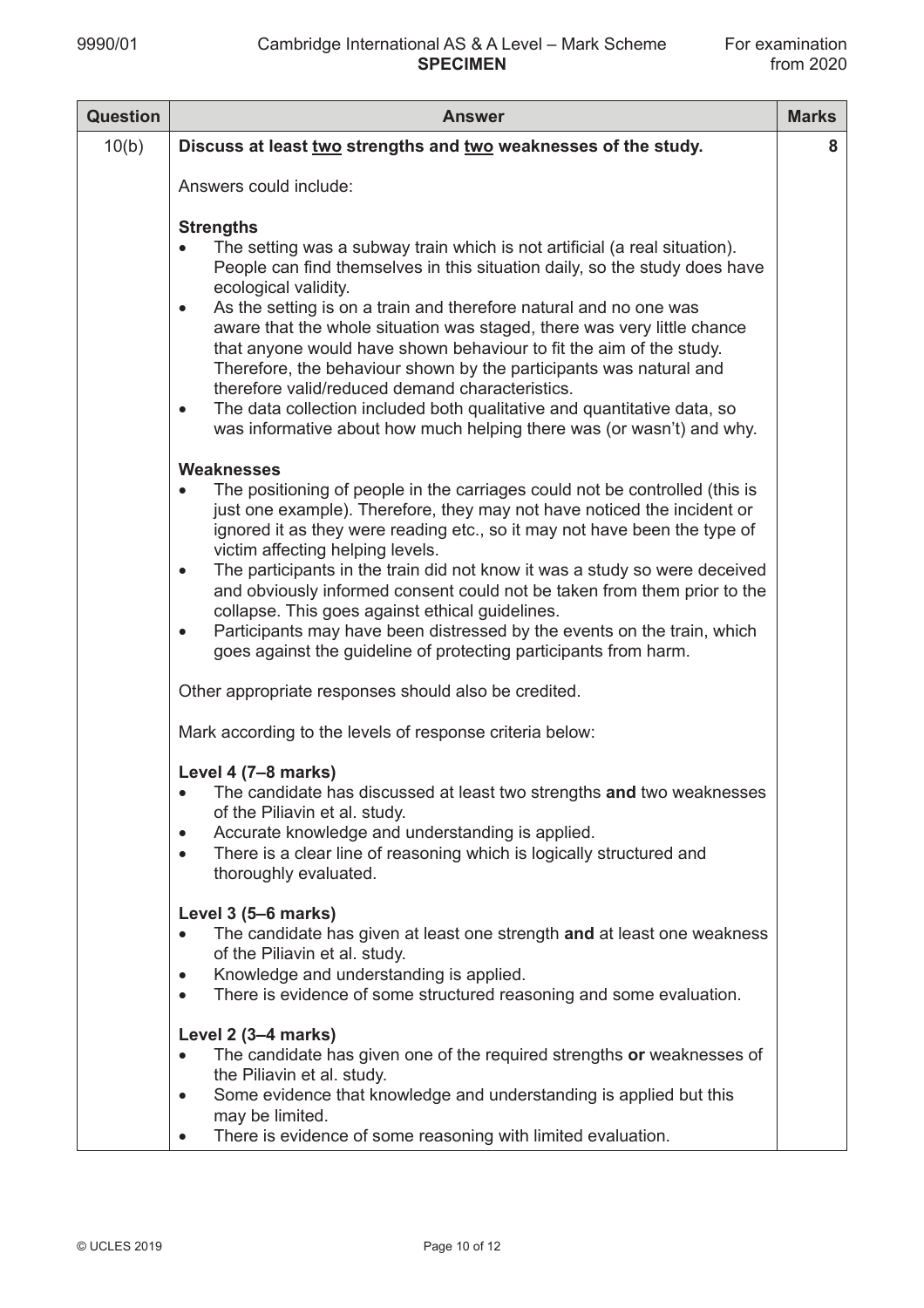| Question | Answer | Marks |
|---|---|---|
| 10(b) | **Discuss at least two strengths and two weaknesses of the study.**<br><br>Answers could include:<br><br>**Strengths**<br>• The setting was a subway train which is not artificial (a real situation). People can find themselves in this situation daily, so the study does have ecological validity.<br>• As the setting is on a train and therefore natural and no one was aware that the whole situation was staged, there was very little chance that anyone would have shown behaviour to fit the aim of the study. Therefore, the behaviour shown by the participants was natural and therefore valid/reduced demand characteristics.<br>• The data collection included both qualitative and quantitative data, so was informative about how much helping there was (or wasn't) and why.<br><br>**Weaknesses**<br>• The positioning of people in the carriages could not be controlled (this is just one example). Therefore, they may not have noticed the incident or ignored it as they were reading etc., so it may not have been the type of victim affecting helping levels.<br>• The participants in the train did not know it was a study so were deceived and obviously informed consent could not be taken from them prior to the collapse. This goes against ethical guidelines.<br>• Participants may have been distressed by the events on the train, which goes against the guideline of protecting participants from harm.<br><br>Other appropriate responses should also be credited.<br><br>Mark according to the levels of response criteria below:<br><br>**Level 4 (7–8 marks)**<br>• The candidate has discussed at least two strengths **and** two weaknesses of the Piliavin et al. study.<br>• Accurate knowledge and understanding is applied.<br>• There is a clear line of reasoning which is logically structured and thoroughly evaluated.<br><br>**Level 3 (5–6 marks)**<br>• The candidate has given at least one strength **and** at least one weakness of the Piliavin et al. study.<br>• Knowledge and understanding is applied.<br>• There is evidence of some structured reasoning and some evaluation.<br><br>**Level 2 (3–4 marks)**<br>• The candidate has given one of the required strengths **or** weaknesses of the Piliavin et al. study.<br>• Some evidence that knowledge and understanding is applied but this may be limited.<br>• There is evidence of some reasoning with limited evaluation. | 8 |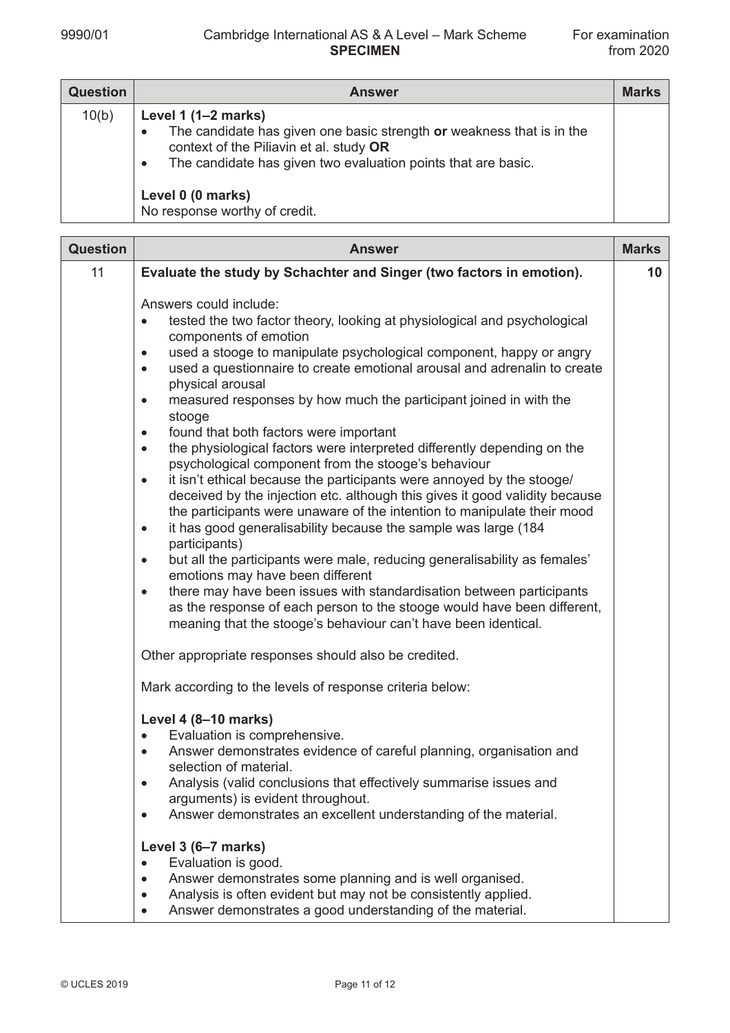| Question | Answer | Marks |
|---|---|---|
| 10(b) | **Level 1 (1–2 marks)**<br>• The candidate has given one basic strength **or** weakness that is in the context of the Piliavin et al. study **OR**<br>• The candidate has given two evaluation points that are basic.<br><br>**Level 0 (0 marks)**<br>No response worthy of credit. | |

| Question | Answer | Marks |
|---|---|---|
| 11 | **Evaluate the study by Schachter and Singer (two factors in emotion).**<br><br>Answers could include:<br>• tested the two factor theory, looking at physiological and psychological components of emotion<br>• used a stooge to manipulate psychological component, happy or angry<br>• used a questionnaire to create emotional arousal and adrenalin to create physical arousal<br>• measured responses by how much the participant joined in with the stooge<br>• found that both factors were important<br>• the physiological factors were interpreted differently depending on the psychological component from the stooge's behaviour<br>• it isn't ethical because the participants were annoyed by the stooge/ deceived by the injection etc. although this gives it good validity because the participants were unaware of the intention to manipulate their mood<br>• it has good generalisability because the sample was large (184 participants)<br>• but all the participants were male, reducing generalisability as females' emotions may have been different<br>• there may have been issues with standardisation between participants as the response of each person to the stooge would have been different, meaning that the stooge's behaviour can't have been identical.<br><br>Other appropriate responses should also be credited.<br><br>Mark according to the levels of response criteria below:<br><br>**Level 4 (8–10 marks)**<br>• Evaluation is comprehensive.<br>• Answer demonstrates evidence of careful planning, organisation and selection of material.<br>• Analysis (valid conclusions that effectively summarise issues and arguments) is evident throughout.<br>• Answer demonstrates an excellent understanding of the material.<br><br>**Level 3 (6–7 marks)**<br>• Evaluation is good.<br>• Answer demonstrates some planning and is well organised.<br>• Analysis is often evident but may not be consistently applied.<br>• Answer demonstrates a good understanding of the material. | **10** |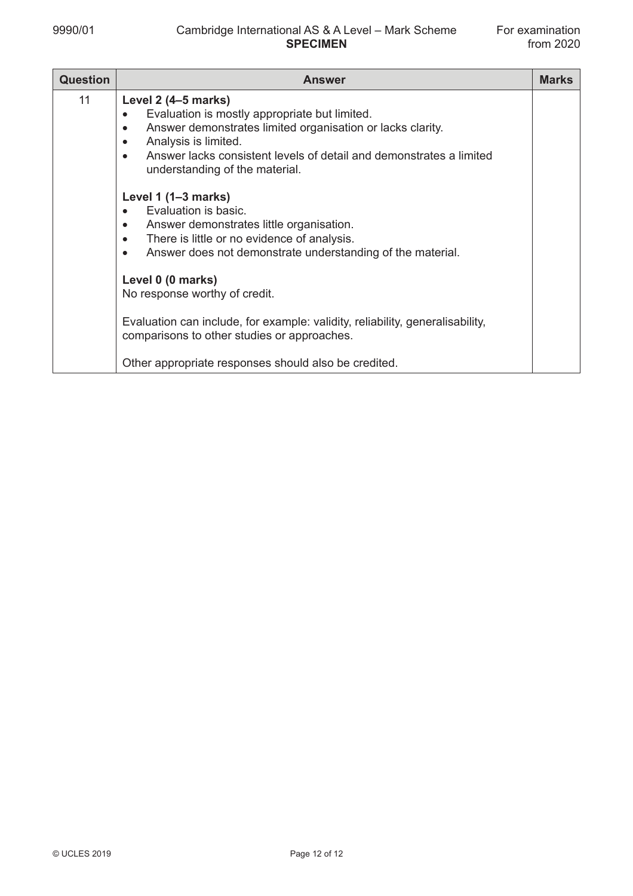| Question | Answer | Marks |
|---|---|---|
| 11 | **Level 2 (4–5 marks)**<br>• Evaluation is mostly appropriate but limited.<br>• Answer demonstrates limited organisation or lacks clarity.<br>• Analysis is limited.<br>• Answer lacks consistent levels of detail and demonstrates a limited understanding of the material.<br><br>**Level 1 (1–3 marks)**<br>• Evaluation is basic.<br>• Answer demonstrates little organisation.<br>• There is little or no evidence of analysis.<br>• Answer does not demonstrate understanding of the material.<br><br>**Level 0 (0 marks)**<br>No response worthy of credit.<br><br>Evaluation can include, for example: validity, reliability, generalisability, comparisons to other studies or approaches.<br><br>Other appropriate responses should also be credited. | |